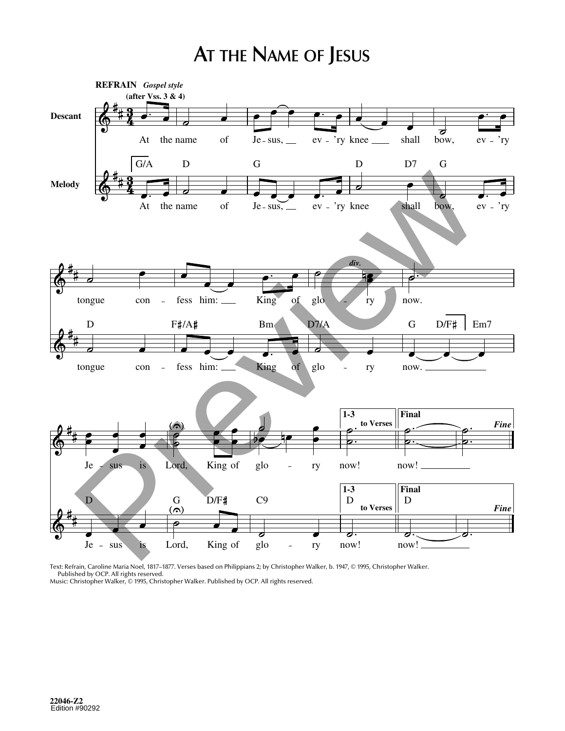# At the Name of Jesus

**REFRAIN** *Gospel style*

**(after Vss. 3 & 4)**

Descant

Melody

G/A D G D D7 G

At the name of Je - sus, ev - 'ry knee shall bow, ev - 'ry

D F♯/A♯ Bm D7/A G D/F♯ Em7

tongue con - fess him: King of glo - ry now.

*div.*

D G D/F♯ C9

Je - sus is Lord, King of glo - ry now!

1-3 to Verses — D

Final — D — *Fine*

now!

Text: Refrain, Caroline Maria Noel, 1817–1877. Verses based on Philippians 2; by Christopher Walker, b. 1947, © 1995, Christopher Walker. Published by OCP. All rights reserved.
Music: Christopher Walker, © 1995, Christopher Walker. Published by OCP. All rights reserved.

22046-Z2
Edition #90292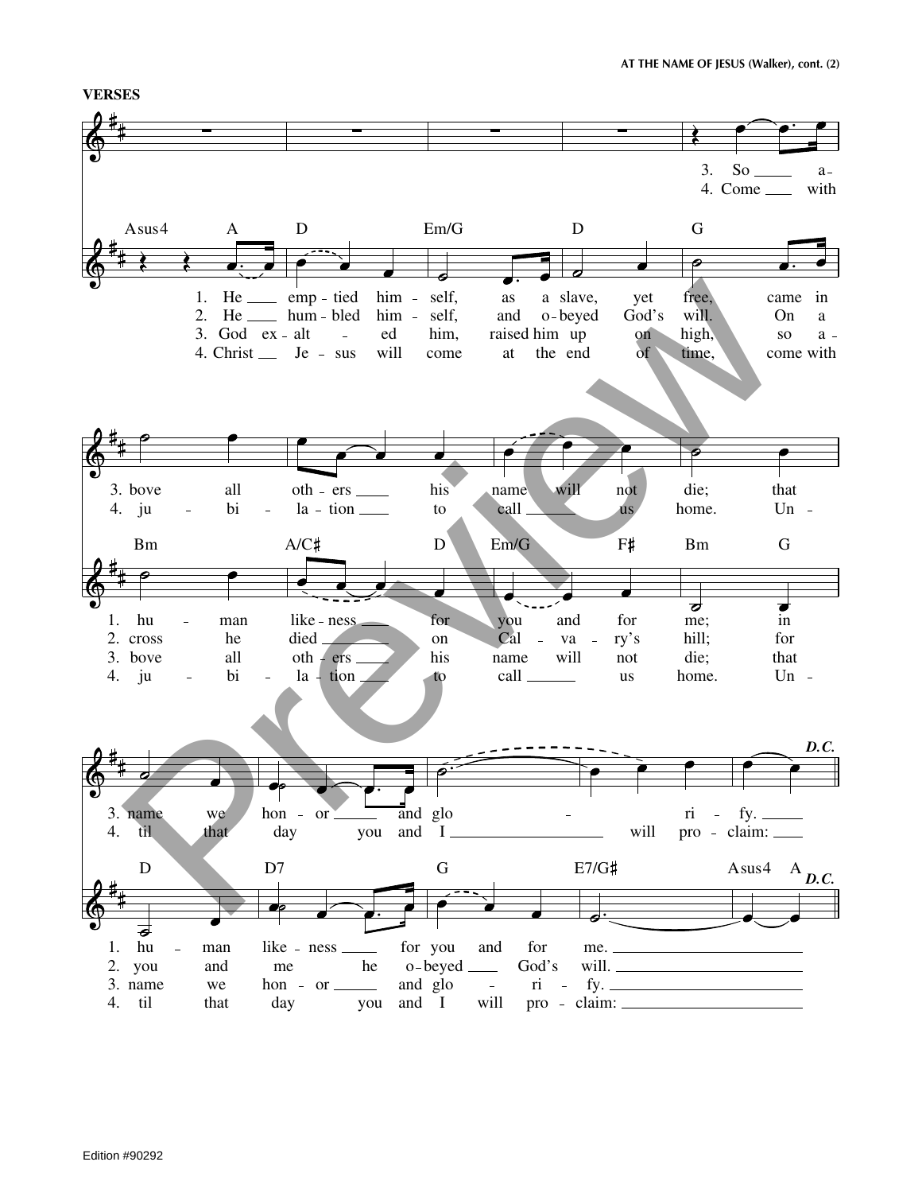**VERSES**

3. So a-
4. Come with

Asus4 A D Em/G D G

1. He emp - tied him - self, as a slave, yet free, came in
2. He hum - bled him - self, and o - beyed God's will. On a
3. God ex - alt - ed him, raised him up on high, so a -
4. Christ Je - sus will come at the end of time, come with

3. bove all oth - ers his name will not die; that
4. ju - bi - la - tion to call us home. Un -

Bm A/C♯ D Em/G F♯ Bm G

1. hu - man like - ness for you and for me; in
2. cross he died on Cal - va - ry's hill; for
3. bove all oth - ers his name will not die; that
4. ju - bi - la - tion to call us home. Un -

3. name we hon - or and glo - ri - fy.
4. til that day you and I will pro - claim:

*D.C.*

D D7 G E7/G♯ Asus4 A

1. hu - man like - ness for you and for me.
2. you and me he o - beyed God's will.
3. name we hon - or and glo - ri - fy.
4. til that day you and I will pro - claim:

*D.C.*

Edition #90292